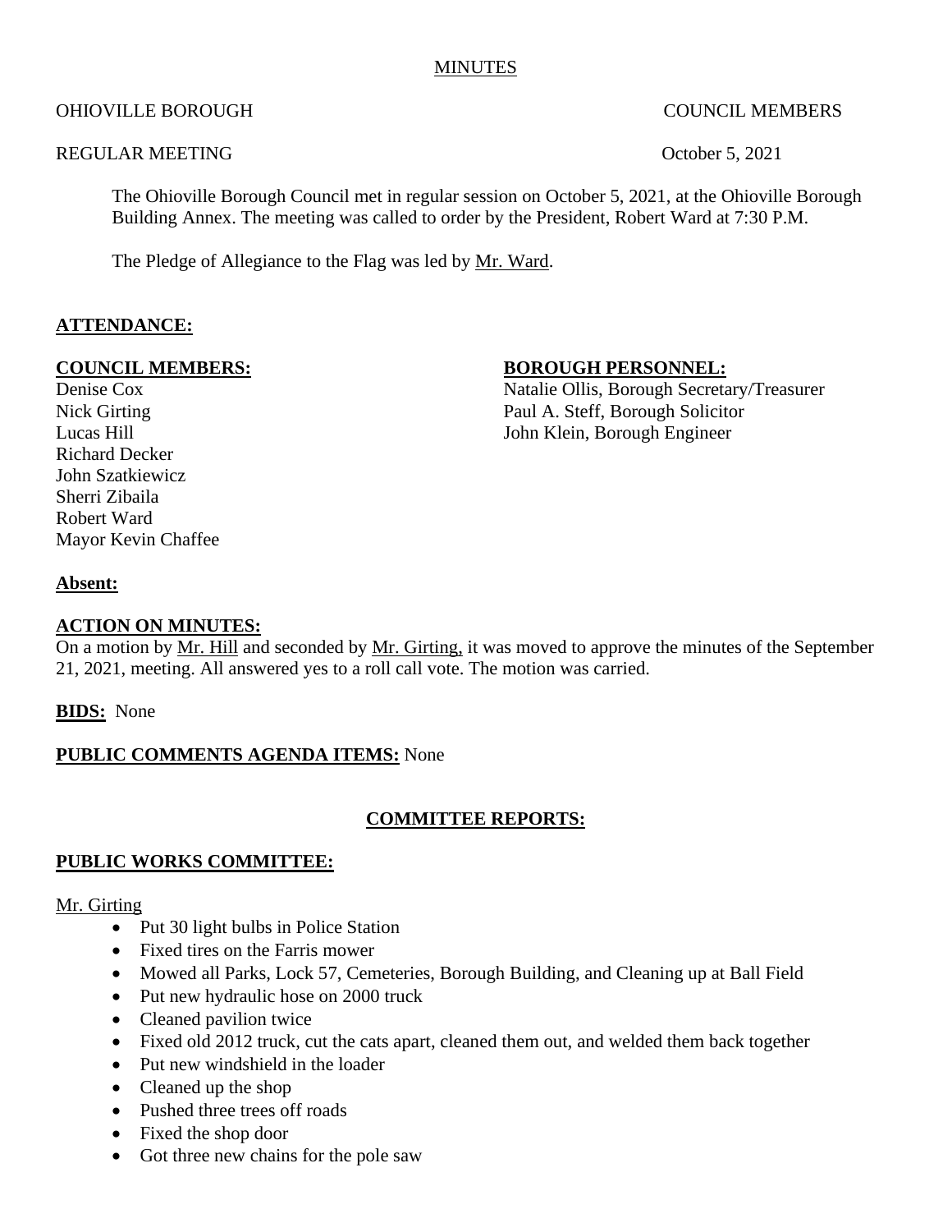MINUTES

OHIOVILLE BOROUGH COUNCIL MEMBERS

REGULAR MEETING October 5, 2021

The Ohioville Borough Council met in regular session on October 5, 2021, at the Ohioville Borough Building Annex. The meeting was called to order by the President, Robert Ward at 7:30 P.M.

The Pledge of Allegiance to the Flag was led by Mr. Ward.

**ATTENDANCE:**

**COUNCIL MEMBERS:**

Denise Cox
Nick Girting
Lucas Hill
Richard Decker
John Szatkiewicz
Sherri Zibaila
Robert Ward
Mayor Kevin Chaffee

**BOROUGH PERSONNEL:**

Natalie Ollis, Borough Secretary/Treasurer
Paul A. Steff, Borough Solicitor
John Klein, Borough Engineer

**Absent:**

**ACTION ON MINUTES:**
On a motion by Mr. Hill and seconded by Mr. Girting, it was moved to approve the minutes of the September 21, 2021, meeting. All answered yes to a roll call vote. The motion was carried.

**BIDS:** None

**PUBLIC COMMENTS AGENDA ITEMS:** None

## COMMITTEE REPORTS:

### PUBLIC WORKS COMMITTEE:

Mr. Girting

- Put 30 light bulbs in Police Station
- Fixed tires on the Farris mower
- Mowed all Parks, Lock 57, Cemeteries, Borough Building, and Cleaning up at Ball Field
- Put new hydraulic hose on 2000 truck
- Cleaned pavilion twice
- Fixed old 2012 truck, cut the cats apart, cleaned them out, and welded them back together
- Put new windshield in the loader
- Cleaned up the shop
- Pushed three trees off roads
- Fixed the shop door
- Got three new chains for the pole saw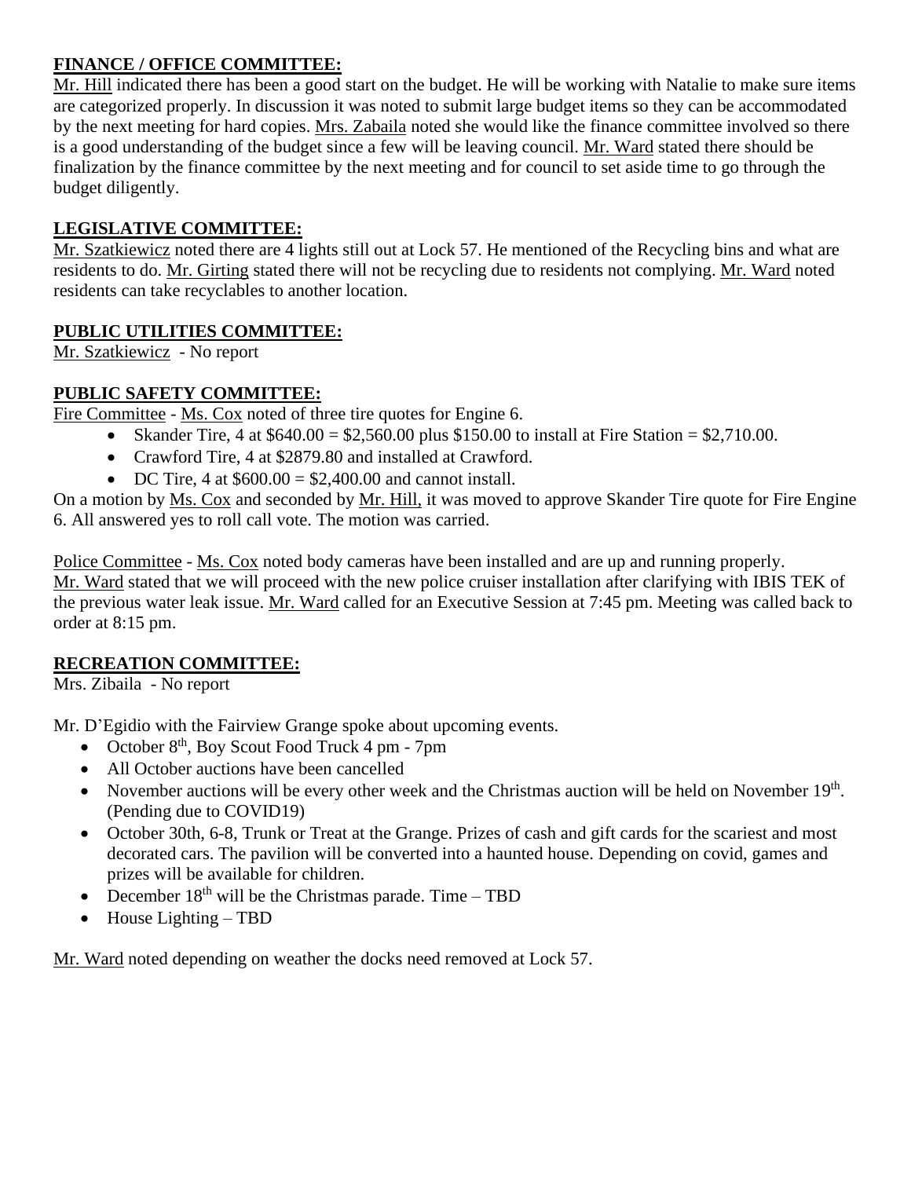**FINANCE / OFFICE COMMITTEE:**
Mr. Hill indicated there has been a good start on the budget. He will be working with Natalie to make sure items are categorized properly. In discussion it was noted to submit large budget items so they can be accommodated by the next meeting for hard copies. Mrs. Zabaila noted she would like the finance committee involved so there is a good understanding of the budget since a few will be leaving council. Mr. Ward stated there should be finalization by the finance committee by the next meeting and for council to set aside time to go through the budget diligently.

**LEGISLATIVE COMMITTEE:**
Mr. Szatkiewicz noted there are 4 lights still out at Lock 57. He mentioned of the Recycling bins and what are residents to do. Mr. Girting stated there will not be recycling due to residents not complying. Mr. Ward noted residents can take recyclables to another location.

**PUBLIC UTILITIES COMMITTEE:**
Mr. Szatkiewicz - No report

**PUBLIC SAFETY COMMITTEE:**
Fire Committee - Ms. Cox noted of three tire quotes for Engine 6.

- Skander Tire, 4 at $640.00 = $2,560.00 plus $150.00 to install at Fire Station = $2,710.00.
- Crawford Tire, 4 at $2879.80 and installed at Crawford.
- DC Tire, 4 at $600.00 = $2,400.00 and cannot install.

On a motion by Ms. Cox and seconded by Mr. Hill, it was moved to approve Skander Tire quote for Fire Engine 6. All answered yes to roll call vote. The motion was carried.

Police Committee - Ms. Cox noted body cameras have been installed and are up and running properly. Mr. Ward stated that we will proceed with the new police cruiser installation after clarifying with IBIS TEK of the previous water leak issue. Mr. Ward called for an Executive Session at 7:45 pm. Meeting was called back to order at 8:15 pm.

**RECREATION COMMITTEE:**
Mrs. Zibaila - No report

Mr. D'Egidio with the Fairview Grange spoke about upcoming events.

- October 8th, Boy Scout Food Truck 4 pm - 7pm
- All October auctions have been cancelled
- November auctions will be every other week and the Christmas auction will be held on November 19th. (Pending due to COVID19)
- October 30th, 6-8, Trunk or Treat at the Grange. Prizes of cash and gift cards for the scariest and most decorated cars. The pavilion will be converted into a haunted house. Depending on covid, games and prizes will be available for children.
- December 18th will be the Christmas parade. Time – TBD
- House Lighting – TBD

Mr. Ward noted depending on weather the docks need removed at Lock 57.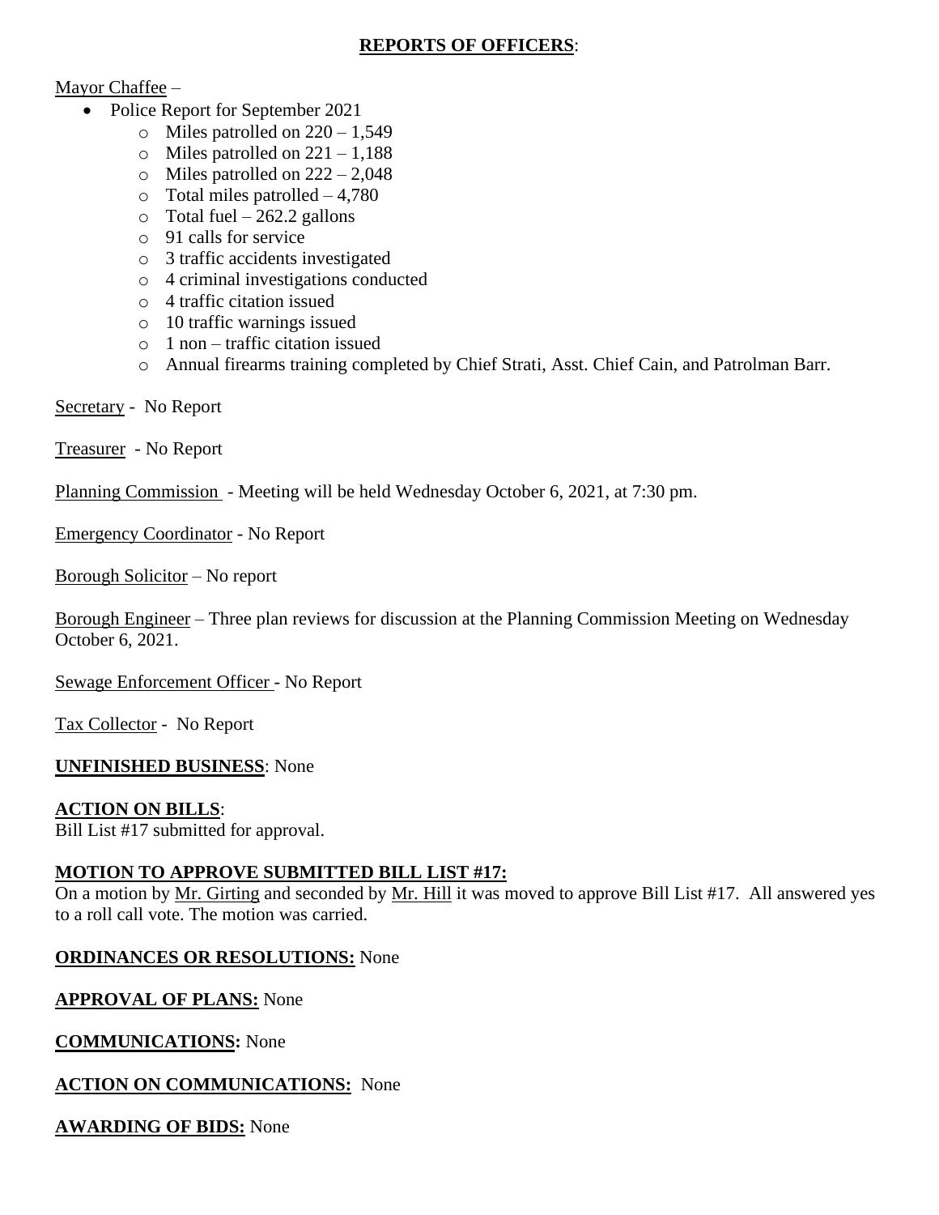## **REPORTS OF OFFICERS**:

Mayor Chaffee –

- Police Report for September 2021
  - Miles patrolled on 220 – 1,549
  - Miles patrolled on 221 – 1,188
  - Miles patrolled on 222 – 2,048
  - Total miles patrolled – 4,780
  - Total fuel – 262.2 gallons
  - 91 calls for service
  - 3 traffic accidents investigated
  - 4 criminal investigations conducted
  - 4 traffic citation issued
  - 10 traffic warnings issued
  - 1 non – traffic citation issued
  - Annual firearms training completed by Chief Strati, Asst. Chief Cain, and Patrolman Barr.

Secretary - No Report

Treasurer - No Report

Planning Commission - Meeting will be held Wednesday October 6, 2021, at 7:30 pm.

Emergency Coordinator - No Report

Borough Solicitor – No report

Borough Engineer – Three plan reviews for discussion at the Planning Commission Meeting on Wednesday October 6, 2021.

Sewage Enforcement Officer - No Report

Tax Collector - No Report

**UNFINISHED BUSINESS**: None

**ACTION ON BILLS**:

Bill List #17 submitted for approval.

**MOTION TO APPROVE SUBMITTED BILL LIST #17:**

On a motion by Mr. Girting and seconded by Mr. Hill it was moved to approve Bill List #17. All answered yes to a roll call vote. The motion was carried.

**ORDINANCES OR RESOLUTIONS:** None

**APPROVAL OF PLANS:** None

**COMMUNICATIONS:** None

**ACTION ON COMMUNICATIONS:** None

**AWARDING OF BIDS:** None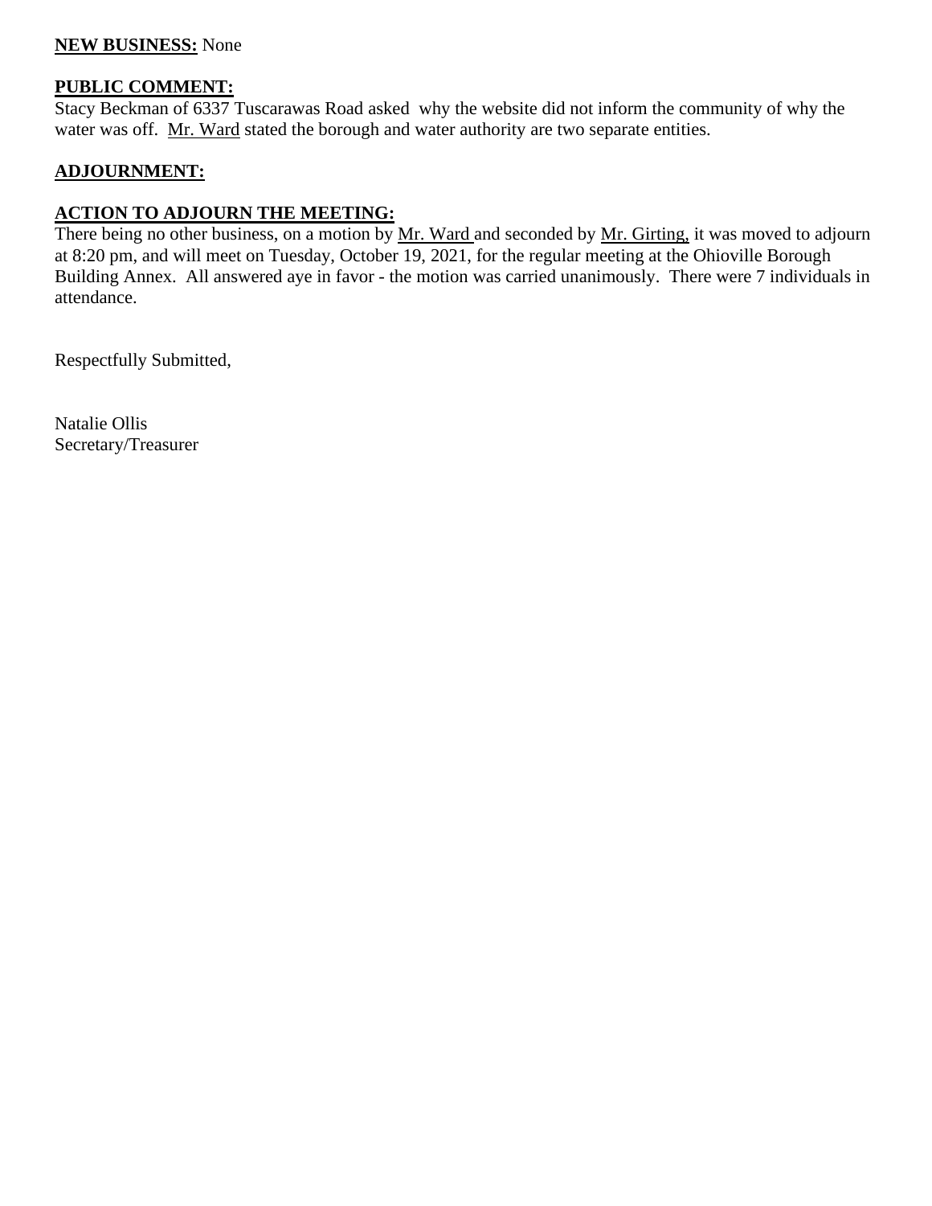**NEW BUSINESS:** None

**PUBLIC COMMENT:**

Stacy Beckman of 6337 Tuscarawas Road asked why the website did not inform the community of why the water was off. Mr. Ward stated the borough and water authority are two separate entities.

**ADJOURNMENT:**

**ACTION TO ADJOURN THE MEETING:**

There being no other business, on a motion by Mr. Ward and seconded by Mr. Girting, it was moved to adjourn at 8:20 pm, and will meet on Tuesday, October 19, 2021, for the regular meeting at the Ohioville Borough Building Annex. All answered aye in favor - the motion was carried unanimously. There were 7 individuals in attendance.

Respectfully Submitted,

Natalie Ollis
Secretary/Treasurer